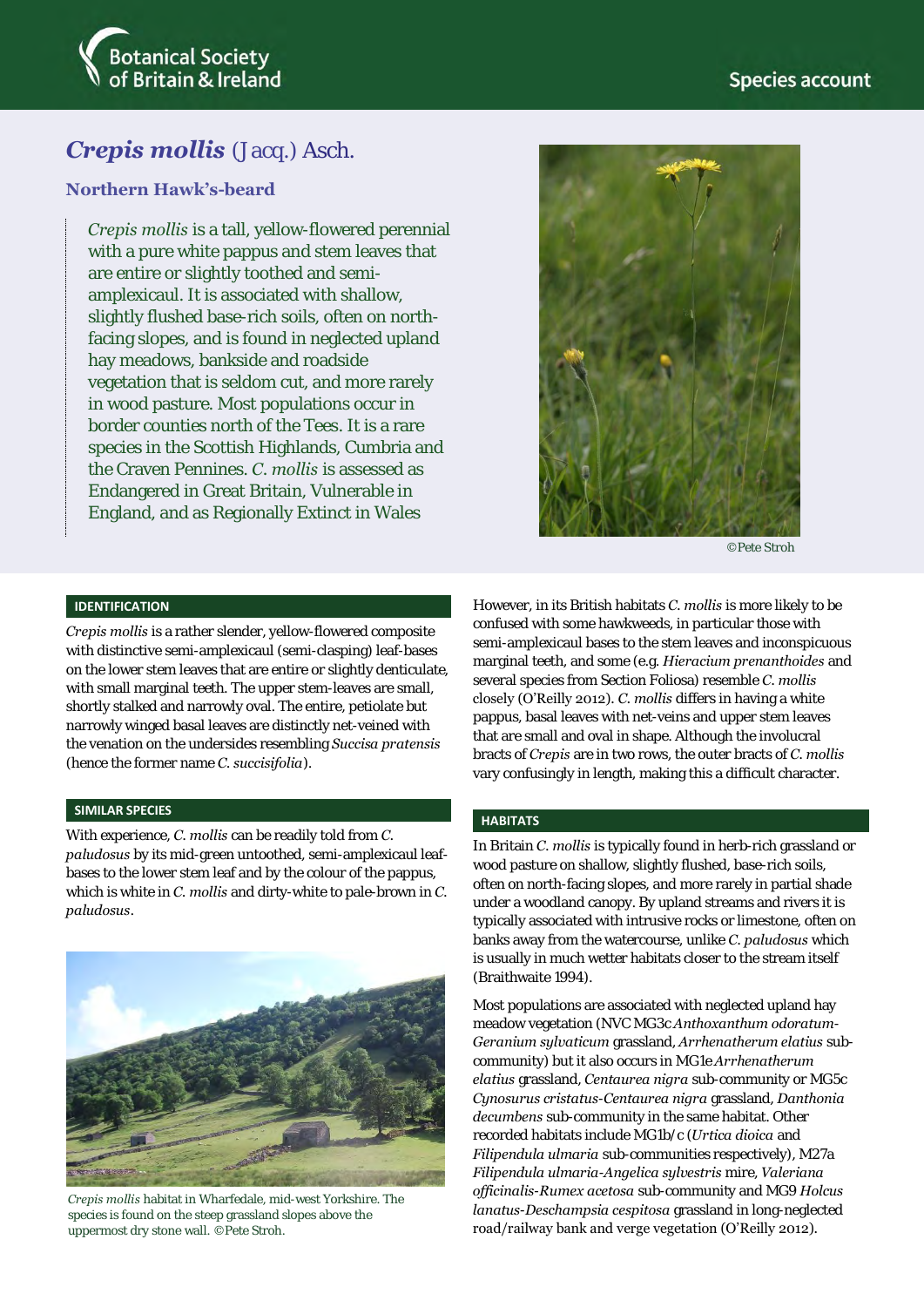Botanical Society of Britain & Ireland

Species account

# *Crepis mollis* (Jacq.) Asch.

## Northern Hawk's-beard

*Crepis mollis* is a tall, yellow-flowered perennial with a pure white pappus and stem leaves that are entire or slightly toothed and semi-amplexicaul. It is associated with shallow, slightly flushed base-rich soils, often on north-facing slopes, and is found in neglected upland hay meadows, bankside and roadside vegetation that is seldom cut, and more rarely in wood pasture. Most populations occur in border counties north of the Tees. It is a rare species in the Scottish Highlands, Cumbria and the Craven Pennines. *C. mollis* is assessed as Endangered in Great Britain, Vulnerable in England, and as Regionally Extinct in Wales

©Pete Stroh

### IDENTIFICATION

*Crepis mollis* is a rather slender, yellow-flowered composite with distinctive semi-amplexicaul (semi-clasping) leaf-bases on the lower stem leaves that are entire or slightly denticulate, with small marginal teeth. The upper stem-leaves are small, shortly stalked and narrowly oval. The entire, petiolate but narrowly winged basal leaves are distinctly net-veined with the venation on the undersides resembling *Succisa pratensis* (hence the former name *C. succisifolia*).

### SIMILAR SPECIES

With experience, *C. mollis* can be readily told from *C. paludosus* by its mid-green untoothed, semi-amplexicaul leaf-bases to the lower stem leaf and by the colour of the pappus, which is white in *C. mollis* and dirty-white to pale-brown in *C. paludosus*.

*Crepis mollis* habitat in Wharfedale, mid-west Yorkshire. The species is found on the steep grassland slopes above the uppermost dry stone wall. ©Pete Stroh.

However, in its British habitats *C. mollis* is more likely to be confused with some hawkweeds, in particular those with semi-amplexicaul bases to the stem leaves and inconspicuous marginal teeth, and some (e.g. *Hieracium prenanthoides* and several species from Section Foliosa) resemble *C. mollis* closely (O'Reilly 2012). *C. mollis* differs in having a white pappus, basal leaves with net-veins and upper stem leaves that are small and oval in shape. Although the involucral bracts of *Crepis* are in two rows, the outer bracts of *C. mollis* vary confusingly in length, making this a difficult character.

### HABITATS

In Britain *C. mollis* is typically found in herb-rich grassland or wood pasture on shallow, slightly flushed, base-rich soils, often on north-facing slopes, and more rarely in partial shade under a woodland canopy. By upland streams and rivers it is typically associated with intrusive rocks or limestone, often on banks away from the watercourse, unlike *C. paludosus* which is usually in much wetter habitats closer to the stream itself (Braithwaite 1994).

Most populations are associated with neglected upland hay meadow vegetation (NVC MG3c *Anthoxanthum odoratum-Geranium sylvaticum* grassland, *Arrhenatherum elatius* sub-community) but it also occurs in MG1e *Arrhenatherum elatius* grassland, *Centaurea nigra* sub-community or MG5c *Cynosurus cristatus-Centaurea nigra* grassland, *Danthonia decumbens* sub-community in the same habitat. Other recorded habitats include MG1b/c (*Urtica dioica* and *Filipendula ulmaria* sub-communities respectively), M27a *Filipendula ulmaria-Angelica sylvestris* mire, *Valeriana officinalis-Rumex acetosa* sub-community and MG9 *Holcus lanatus-Deschampsia cespitosa* grassland in long-neglected road/railway bank and verge vegetation (O'Reilly 2012).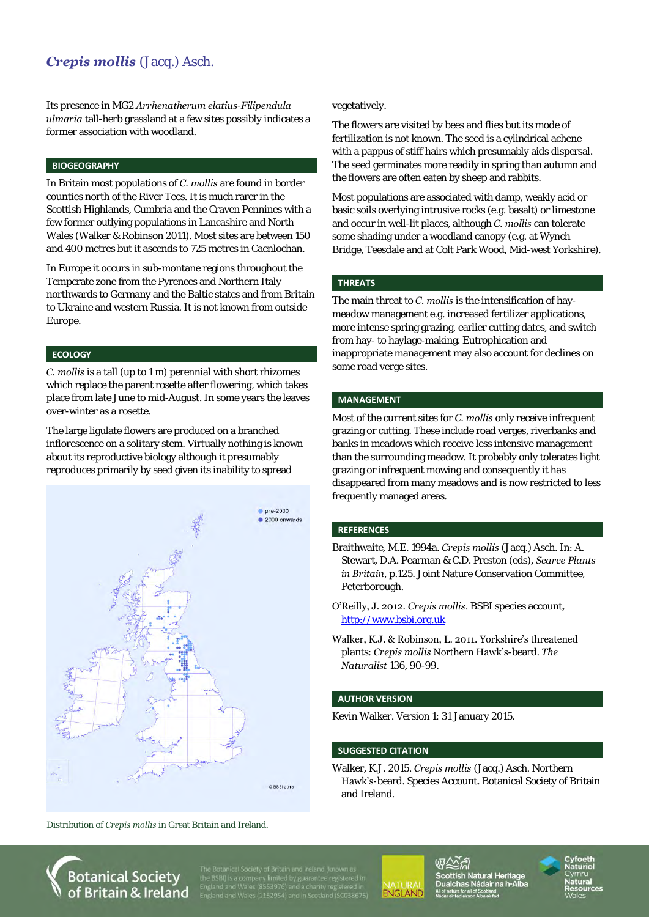# *Crepis mollis* (Jacq.) Asch.

Its presence in MG2 *Arrhenatherum elatius-Filipendula ulmaria* tall-herb grassland at a few sites possibly indicates a former association with woodland.

## BIOGEOGRAPHY

In Britain most populations of *C. mollis* are found in border counties north of the River Tees. It is much rarer in the Scottish Highlands, Cumbria and the Craven Pennines with a few former outlying populations in Lancashire and North Wales (Walker & Robinson 2011). Most sites are between 150 and 400 metres but it ascends to 725 metres in Caenlochan.

In Europe it occurs in sub-montane regions throughout the Temperate zone from the Pyrenees and Northern Italy northwards to Germany and the Baltic states and from Britain to Ukraine and western Russia. It is not known from outside Europe.

## ECOLOGY

*C. mollis* is a tall (up to 1 m) perennial with short rhizomes which replace the parent rosette after flowering, which takes place from late June to mid-August. In some years the leaves over-winter as a rosette.

The large ligulate flowers are produced on a branched inflorescence on a solitary stem. Virtually nothing is known about its reproductive biology although it presumably reproduces primarily by seed given its inability to spread vegetatively.

pre-2000
2000 onwards
© BSBI 2015

Distribution of *Crepis mollis* in Great Britain and Ireland.

The flowers are visited by bees and flies but its mode of fertilization is not known. The seed is a cylindrical achene with a pappus of stiff hairs which presumably aids dispersal. The seed germinates more readily in spring than autumn and the flowers are often eaten by sheep and rabbits.

Most populations are associated with damp, weakly acid or basic soils overlying intrusive rocks (e.g. basalt) or limestone and occur in well-lit places, although *C. mollis* can tolerate some shading under a woodland canopy (e.g. at Wynch Bridge, Teesdale and at Colt Park Wood, Mid-west Yorkshire).

## THREATS

The main threat to *C. mollis* is the intensification of hay-meadow management e.g. increased fertilizer applications, more intense spring grazing, earlier cutting dates, and switch from hay- to haylage-making. Eutrophication and inappropriate management may also account for declines on some road verge sites.

## MANAGEMENT

Most of the current sites for *C. mollis* only receive infrequent grazing or cutting. These include road verges, riverbanks and banks in meadows which receive less intensive management than the surrounding meadow. It probably only tolerates light grazing or infrequent mowing and consequently it has disappeared from many meadows and is now restricted to less frequently managed areas.

## REFERENCES

Braithwaite, M.E. 1994a. *Crepis mollis* (Jacq.) Asch. In: A. Stewart, D.A. Pearman & C.D. Preston (eds), *Scarce Plants in Britain*, p.125. Joint Nature Conservation Committee, Peterborough.

O'Reilly, J. 2012. *Crepis mollis*. BSBI species account, http://www.bsbi.org.uk

Walker, K.J. & Robinson, L. 2011. Yorkshire's threatened plants: *Crepis mollis* Northern Hawk's-beard. *The Naturalist* 136, 90-99.

## AUTHOR VERSION

Kevin Walker. Version 1: 31 January 2015.

## SUGGESTED CITATION

Walker, K.J. 2015. *Crepis mollis* (Jacq.) Asch. Northern Hawk's-beard. Species Account. Botanical Society of Britain and Ireland.

Botanical Society of Britain & Ireland

The Botanical Society of Britain and Ireland (known as the BSBI) is a company limited by guarantee registered in England and Wales (8553976) and a charity registered in England and Wales (1152954) and in Scotland (SC038675)

NATURAL ENGLAND

Scottish Natural Heritage
Dualchas Nàdair na h-Alba
All of nature for all of Scotland
Nàdar air fad airson Alba air fad

Cyfoeth Naturiol Cymru
Natural Resources Wales